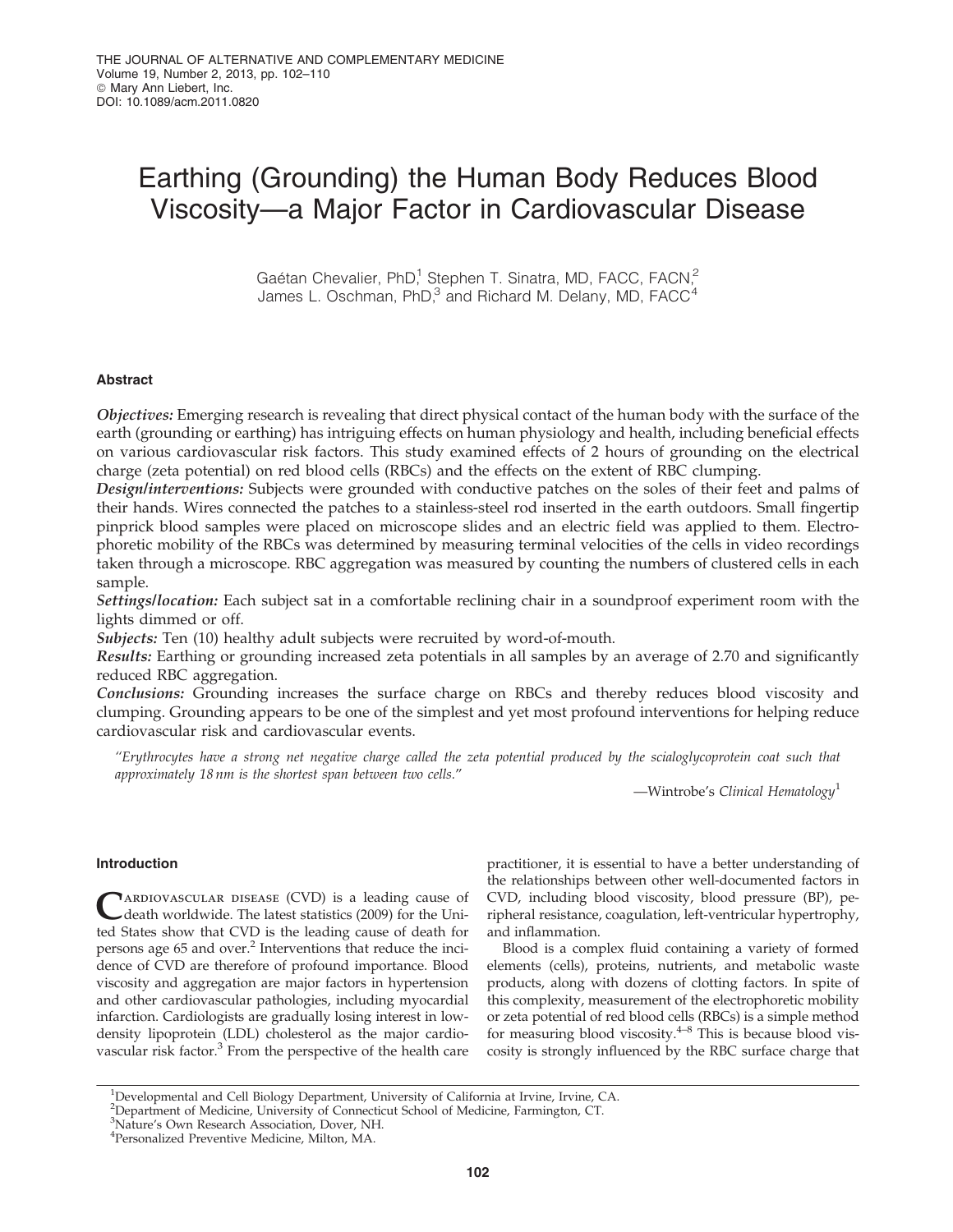# Earthing (Grounding) the Human Body Reduces Blood Viscosity—a Major Factor in Cardiovascular Disease

Gaétan Chevalier, PhD,[1] Stephen T. Sinatra, MD, FACC, FACN,[2] James L. Oschman, PhD,[3] and Richard M. Delany, MD, FACC[4]

## Abstract

***Objectives:*** Emerging research is revealing that direct physical contact of the human body with the surface of the earth (grounding or earthing) has intriguing effects on human physiology and health, including beneficial effects on various cardiovascular risk factors. This study examined effects of 2 hours of grounding on the electrical charge (zeta potential) on red blood cells (RBCs) and the effects on the extent of RBC clumping.

***Design/interventions:*** Subjects were grounded with conductive patches on the soles of their feet and palms of their hands. Wires connected the patches to a stainless-steel rod inserted in the earth outdoors. Small fingertip pinprick blood samples were placed on microscope slides and an electric field was applied to them. Electrophoretic mobility of the RBCs was determined by measuring terminal velocities of the cells in video recordings taken through a microscope. RBC aggregation was measured by counting the numbers of clustered cells in each sample.

***Settings/location:*** Each subject sat in a comfortable reclining chair in a soundproof experiment room with the lights dimmed or off.

***Subjects:*** Ten (10) healthy adult subjects were recruited by word-of-mouth.

***Results:*** Earthing or grounding increased zeta potentials in all samples by an average of 2.70 and significantly reduced RBC aggregation.

***Conclusions:*** Grounding increases the surface charge on RBCs and thereby reduces blood viscosity and clumping. Grounding appears to be one of the simplest and yet most profound interventions for helping reduce cardiovascular risk and cardiovascular events.

*"Erythrocytes have a strong net negative charge called the zeta potential produced by the scialoglycoprotein coat such that approximately 18 nm is the shortest span between two cells."*

—Wintrobe's *Clinical Hematology*[1]

## Introduction

Cardiovascular disease (CVD) is a leading cause of death worldwide. The latest statistics (2009) for the United States show that CVD is the leading cause of death for persons age 65 and over.[2] Interventions that reduce the incidence of CVD are therefore of profound importance. Blood viscosity and aggregation are major factors in hypertension and other cardiovascular pathologies, including myocardial infarction. Cardiologists are gradually losing interest in low-density lipoprotein (LDL) cholesterol as the major cardiovascular risk factor.[3] From the perspective of the health care practitioner, it is essential to have a better understanding of the relationships between other well-documented factors in CVD, including blood viscosity, blood pressure (BP), peripheral resistance, coagulation, left-ventricular hypertrophy, and inflammation.

Blood is a complex fluid containing a variety of formed elements (cells), proteins, nutrients, and metabolic waste products, along with dozens of clotting factors. In spite of this complexity, measurement of the electrophoretic mobility or zeta potential of red blood cells (RBCs) is a simple method for measuring blood viscosity.[4–8] This is because blood viscosity is strongly influenced by the RBC surface charge that

[1]Developmental and Cell Biology Department, University of California at Irvine, Irvine, CA.
[2]Department of Medicine, University of Connecticut School of Medicine, Farmington, CT.
[3]Nature's Own Research Association, Dover, NH.
[4]Personalized Preventive Medicine, Milton, MA.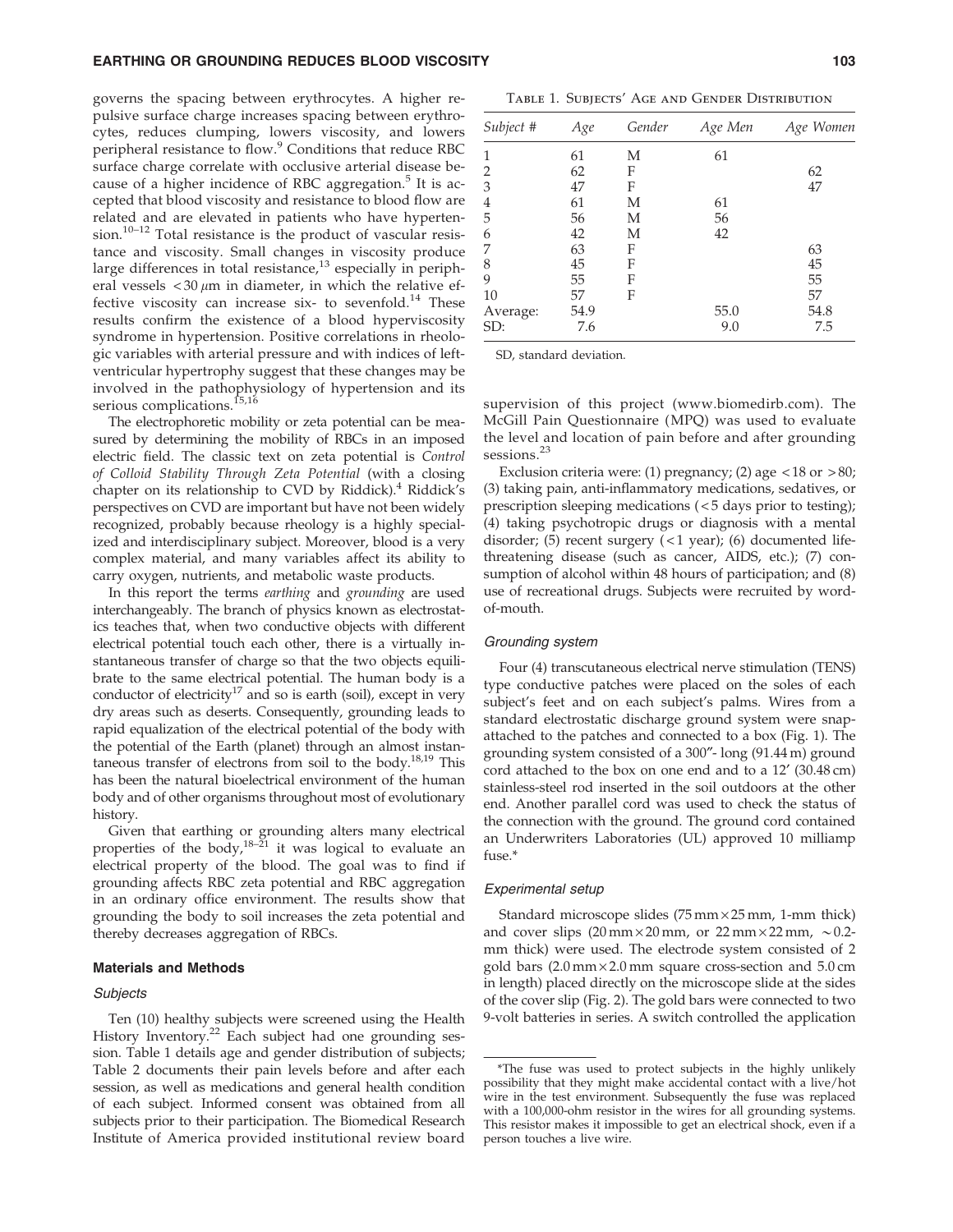governs the spacing between erythrocytes. A higher repulsive surface charge increases spacing between erythrocytes, reduces clumping, lowers viscosity, and lowers peripheral resistance to flow.[9] Conditions that reduce RBC surface charge correlate with occlusive arterial disease because of a higher incidence of RBC aggregation.[5] It is accepted that blood viscosity and resistance to blood flow are related and are elevated in patients who have hypertension.[10–12] Total resistance is the product of vascular resistance and viscosity. Small changes in viscosity produce large differences in total resistance,[13] especially in peripheral vessels $<30\,\mu$m in diameter, in which the relative effective viscosity can increase six- to sevenfold.[14] These results confirm the existence of a blood hyperviscosity syndrome in hypertension. Positive correlations in rheologic variables with arterial pressure and with indices of left-ventricular hypertrophy suggest that these changes may be involved in the pathophysiology of hypertension and its serious complications.[15,16]

The electrophoretic mobility or zeta potential can be measured by determining the mobility of RBCs in an imposed electric field. The classic text on zeta potential is *Control of Colloid Stability Through Zeta Potential* (with a closing chapter on its relationship to CVD by Riddick).[4] Riddick's perspectives on CVD are important but have not been widely recognized, probably because rheology is a highly specialized and interdisciplinary subject. Moreover, blood is a very complex material, and many variables affect its ability to carry oxygen, nutrients, and metabolic waste products.

In this report the terms *earthing* and *grounding* are used interchangeably. The branch of physics known as electrostatics teaches that, when two conductive objects with different electrical potential touch each other, there is a virtually instantaneous transfer of charge so that the two objects equilibrate to the same electrical potential. The human body is a conductor of electricity[17] and so is earth (soil), except in very dry areas such as deserts. Consequently, grounding leads to rapid equalization of the electrical potential of the body with the potential of the Earth (planet) through an almost instantaneous transfer of electrons from soil to the body.[18,19] This has been the natural bioelectrical environment of the human body and of other organisms throughout most of evolutionary history.

Given that earthing or grounding alters many electrical properties of the body,[18–21] it was logical to evaluate an electrical property of the blood. The goal was to find if grounding affects RBC zeta potential and RBC aggregation in an ordinary office environment. The results show that grounding the body to soil increases the zeta potential and thereby decreases aggregation of RBCs.

## Materials and Methods

### Subjects

Ten (10) healthy subjects were screened using the Health History Inventory.[22] Each subject had one grounding session. Table 1 details age and gender distribution of subjects; Table 2 documents their pain levels before and after each session, as well as medications and general health condition of each subject. Informed consent was obtained from all subjects prior to their participation. The Biomedical Research Institute of America provided institutional review board supervision of this project (www.biomedirb.com). The McGill Pain Questionnaire (MPQ) was used to evaluate the level and location of pain before and after grounding sessions.[23]

Table 1. Subjects' Age and Gender Distribution

| Subject # | Age | Gender | Age Men | Age Women |
|---|---|---|---|---|
| 1 | 61 | M | 61 | |
| 2 | 62 | F | | 62 |
| 3 | 47 | F | | 47 |
| 4 | 61 | M | 61 | |
| 5 | 56 | M | 56 | |
| 6 | 42 | M | 42 | |
| 7 | 63 | F | | 63 |
| 8 | 45 | F | | 45 |
| 9 | 55 | F | | 55 |
| 10 | 57 | F | | 57 |
| Average: | 54.9 | | 55.0 | 54.8 |
| SD: | 7.6 | | 9.0 | 7.5 |

SD, standard deviation.

Exclusion criteria were: (1) pregnancy; (2) age $<18$ or $>80$; (3) taking pain, anti-inflammatory medications, sedatives, or prescription sleeping medications ($<5$ days prior to testing); (4) taking psychotropic drugs or diagnosis with a mental disorder; (5) recent surgery ($<1$ year); (6) documented life-threatening disease (such as cancer, AIDS, etc.); (7) consumption of alcohol within 48 hours of participation; and (8) use of recreational drugs. Subjects were recruited by word-of-mouth.

### Grounding system

Four (4) transcutaneous electrical nerve stimulation (TENS) type conductive patches were placed on the soles of each subject's feet and on each subject's palms. Wires from a standard electrostatic discharge ground system were snap-attached to the patches and connected to a box (Fig. 1). The grounding system consisted of a 300″- long (91.44 m) ground cord attached to the box on one end and to a 12′ (30.48 cm) stainless-steel rod inserted in the soil outdoors at the other end. Another parallel cord was used to check the status of the connection with the ground. The ground cord contained an Underwriters Laboratories (UL) approved 10 milliamp fuse.*

### Experimental setup

Standard microscope slides (75 mm × 25 mm, 1-mm thick) and cover slips (20 mm × 20 mm, or 22 mm × 22 mm, ~0.2-mm thick) were used. The electrode system consisted of 2 gold bars (2.0 mm × 2.0 mm square cross-section and 5.0 cm in length) placed directly on the microscope slide at the sides of the cover slip (Fig. 2). The gold bars were connected to two 9-volt batteries in series. A switch controlled the application

*The fuse was used to protect subjects in the highly unlikely possibility that they might make accidental contact with a live/hot wire in the test environment. Subsequently the fuse was replaced with a 100,000-ohm resistor in the wires for all grounding systems. This resistor makes it impossible to get an electrical shock, even if a person touches a live wire.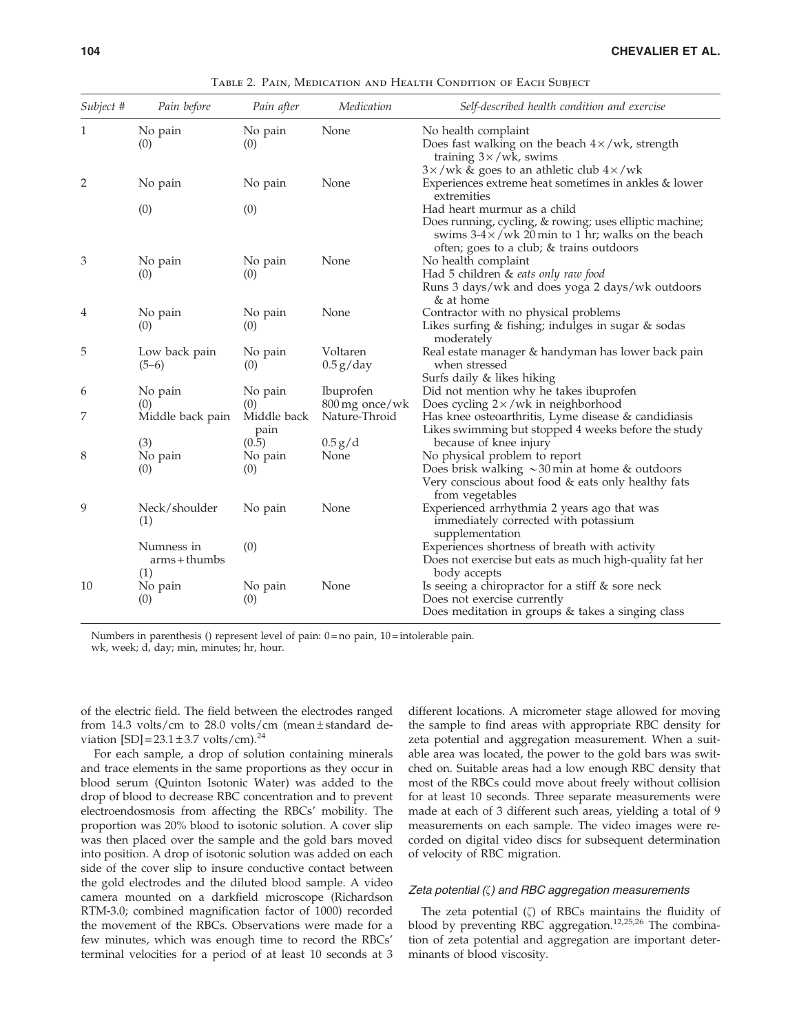Table 2. Pain, Medication and Health Condition of Each Subject

| Subject # | Pain before | Pain after | Medication | Self-described health condition and exercise |
|---|---|---|---|---|
| 1 | No pain (0) | No pain (0) | None | No health complaint<br>Does fast walking on the beach 4×/wk, strength training 3×/wk, swims 3×/wk & goes to an athletic club 4×/wk |
| 2 | No pain (0) | No pain (0) | None | Experiences extreme heat sometimes in ankles & lower extremities<br>Had heart murmur as a child<br>Does running, cycling, & rowing; uses elliptic machine; swims 3-4×/wk 20 min to 1 hr; walks on the beach often; goes to a club; & trains outdoors |
| 3 | No pain (0) | No pain (0) | None | No health complaint<br>Had 5 children & *eats only raw food*<br>Runs 3 days/wk and does yoga 2 days/wk outdoors & at home |
| 4 | No pain (0) | No pain (0) | None | Contractor with no physical problems<br>Likes surfing & fishing; indulges in sugar & sodas moderately |
| 5 | Low back pain (5–6) | No pain (0) | Voltaren 0.5 g/day | Real estate manager & handyman has lower back pain when stressed<br>Surfs daily & likes hiking |
| 6 | No pain (0) | No pain (0) | Ibuprofen 800 mg once/wk | Did not mention why he takes ibuprofen<br>Does cycling 2×/wk in neighborhood |
| 7 | Middle back pain (3) | Middle back pain (0.5) | Nature-Throid 0.5 g/d | Has knee osteoarthritis, Lyme disease & candidiasis<br>Likes swimming but stopped 4 weeks before the study because of knee injury |
| 8 | No pain (0) | No pain (0) | None | No physical problem to report<br>Does brisk walking ~30 min at home & outdoors<br>Very conscious about food & eats only healthy fats from vegetables |
| 9 | Neck/shoulder (1)<br>Numness in arms + thumbs (1) | No pain (0) | None | Experienced arrhythmia 2 years ago that was immediately corrected with potassium supplementation<br>Experiences shortness of breath with activity<br>Does not exercise but eats as much high-quality fat her body accepts |
| 10 | No pain (0) | No pain (0) | None | Is seeing a chiropractor for a stiff & sore neck<br>Does not exercise currently<br>Does meditation in groups & takes a singing class |

Numbers in parenthesis () represent level of pain: 0 = no pain, 10 = intolerable pain.
wk, week; d, day; min, minutes; hr, hour.

of the electric field. The field between the electrodes ranged from 14.3 volts/cm to 28.0 volts/cm (mean ± standard deviation [SD] = 23.1 ± 3.7 volts/cm).[24]

For each sample, a drop of solution containing minerals and trace elements in the same proportions as they occur in blood serum (Quinton Isotonic Water) was added to the drop of blood to decrease RBC concentration and to prevent electroendosmosis from affecting the RBCs' mobility. The proportion was 20% blood to isotonic solution. A cover slip was then placed over the sample and the gold bars moved into position. A drop of isotonic solution was added on each side of the cover slip to insure conductive contact between the gold electrodes and the diluted blood sample. A video camera mounted on a darkfield microscope (Richardson RTM-3.0; combined magnification factor of 1000) recorded the movement of the RBCs. Observations were made for a few minutes, which was enough time to record the RBCs' terminal velocities for a period of at least 10 seconds at 3 different locations. A micrometer stage allowed for moving the sample to find areas with appropriate RBC density for zeta potential and aggregation measurement. When a suitable area was located, the power to the gold bars was switched on. Suitable areas had a low enough RBC density that most of the RBCs could move about freely without collision for at least 10 seconds. Three separate measurements were made at each of 3 different such areas, yielding a total of 9 measurements on each sample. The video images were recorded on digital video discs for subsequent determination of velocity of RBC migration.

### *Zeta potential ($\zeta$) and RBC aggregation measurements*

The zeta potential ($\zeta$) of RBCs maintains the fluidity of blood by preventing RBC aggregation.[12,25,26] The combination of zeta potential and aggregation are important determinants of blood viscosity.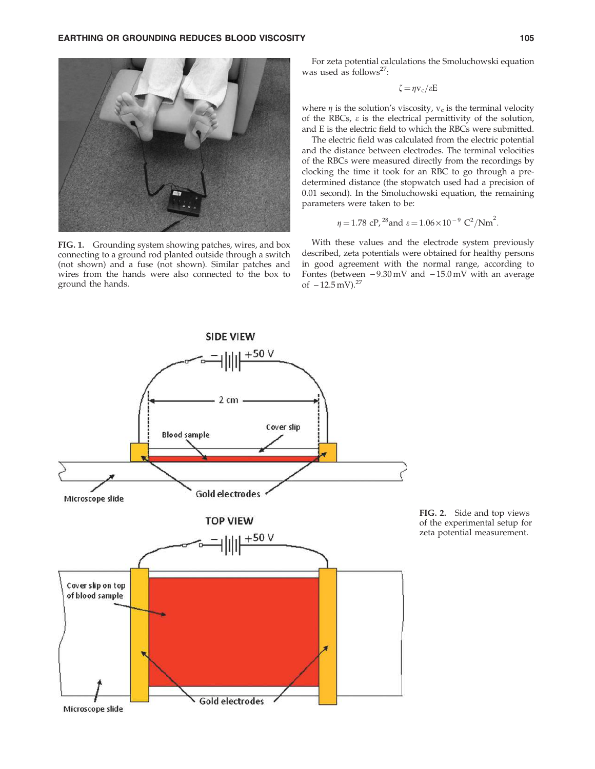FIG. 1. Grounding system showing patches, wires, and box connecting to a ground rod planted outside through a switch (not shown) and a fuse (not shown). Similar patches and wires from the hands were also connected to the box to ground the hands.

For zeta potential calculations the Smoluchowski equation was used as follows[27]:

$$\zeta = \eta v_c / \varepsilon E$$

where $\eta$ is the solution's viscosity, $v_c$ is the terminal velocity of the RBCs, $\varepsilon$ is the electrical permittivity of the solution, and E is the electric field to which the RBCs were submitted.

The electric field was calculated from the electric potential and the distance between electrodes. The terminal velocities of the RBCs were measured directly from the recordings by clocking the time it took for an RBC to go through a predetermined distance (the stopwatch used had a precision of 0.01 second). In the Smoluchowski equation, the remaining parameters were taken to be:

$$\eta = 1.78 \text{ cP},^{28} \text{and } \varepsilon = 1.06 \times 10^{-9} \text{ C}^2/\text{Nm}^2.$$

With these values and the electrode system previously described, zeta potentials were obtained for healthy persons in good agreement with the normal range, according to Fontes (between −9.30 mV and −15.0 mV with an average of −12.5 mV).[27]

FIG. 2. Side and top views of the experimental setup for zeta potential measurement.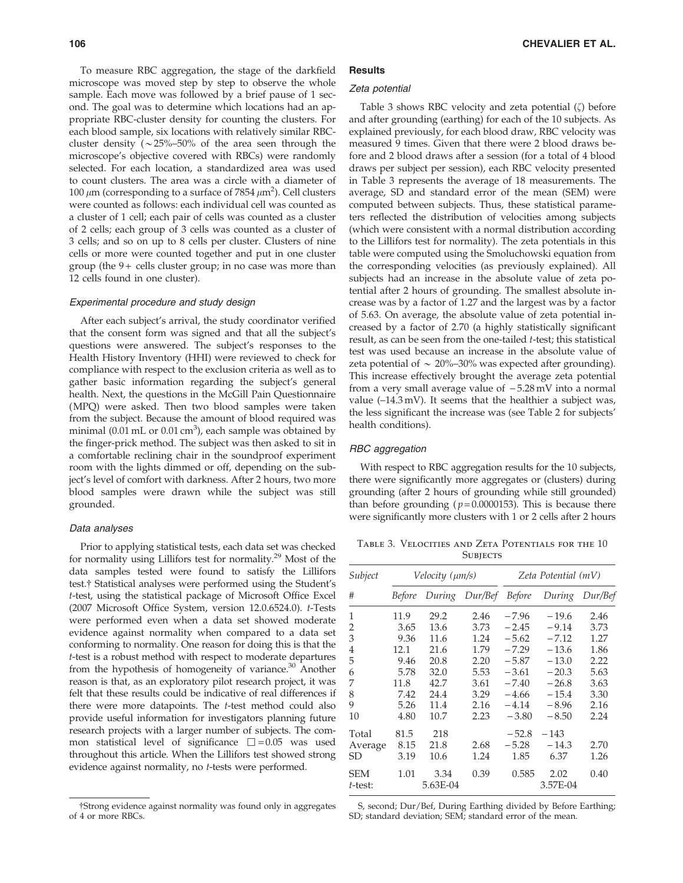To measure RBC aggregation, the stage of the darkfield microscope was moved step by step to observe the whole sample. Each move was followed by a brief pause of 1 second. The goal was to determine which locations had an appropriate RBC-cluster density for counting the clusters. For each blood sample, six locations with relatively similar RBC-cluster density (~25%–50% of the area seen through the microscope's objective covered with RBCs) were randomly selected. For each location, a standardized area was used to count clusters. The area was a circle with a diameter of 100 $\mu$m (corresponding to a surface of 7854 $\mu m^2$). Cell clusters were counted as follows: each individual cell was counted as a cluster of 1 cell; each pair of cells was counted as a cluster of 2 cells; each group of 3 cells was counted as a cluster of 3 cells; and so on up to 8 cells per cluster. Clusters of nine cells or more were counted together and put in one cluster group (the 9+ cells cluster group; in no case was more than 12 cells found in one cluster).

### Experimental procedure and study design

After each subject's arrival, the study coordinator verified that the consent form was signed and that all the subject's questions were answered. The subject's responses to the Health History Inventory (HHI) were reviewed to check for compliance with respect to the exclusion criteria as well as to gather basic information regarding the subject's general health. Next, the questions in the McGill Pain Questionnaire (MPQ) were asked. Then two blood samples were taken from the subject. Because the amount of blood required was minimal (0.01 mL or 0.01 $cm^3$), each sample was obtained by the finger-prick method. The subject was then asked to sit in a comfortable reclining chair in the soundproof experiment room with the lights dimmed or off, depending on the subject's level of comfort with darkness. After 2 hours, two more blood samples were drawn while the subject was still grounded.

### Data analyses

Prior to applying statistical tests, each data set was checked for normality using Lillifors test for normality.[29] Most of the data samples tested were found to satisfy the Lillifors test.† Statistical analyses were performed using the Student's *t*-test, using the statistical package of Microsoft Office Excel (2007 Microsoft Office System, version 12.0.6524.0). *t*-Tests were performed even when a data set showed moderate evidence against normality when compared to a data set conforming to normality. One reason for doing this is that the *t*-test is a robust method with respect to moderate departures from the hypothesis of homogeneity of variance.[30] Another reason is that, as an exploratory pilot research project, it was felt that these results could be indicative of real differences if there were more datapoints. The *t*-test method could also provide useful information for investigators planning future research projects with a larger number of subjects. The common statistical level of significance $\alpha = 0.05$ was used throughout this article. When the Lillifors test showed strong evidence against normality, no *t*-tests were performed.

†Strong evidence against normality was found only in aggregates of 4 or more RBCs.

## Results

### Zeta potential

Table 3 shows RBC velocity and zeta potential ($\zeta$) before and after grounding (earthing) for each of the 10 subjects. As explained previously, for each blood draw, RBC velocity was measured 9 times. Given that there were 2 blood draws before and 2 blood draws after a session (for a total of 4 blood draws per subject per session), each RBC velocity presented in Table 3 represents the average of 18 measurements. The average, SD and standard error of the mean (SEM) were computed between subjects. Thus, these statistical parameters reflected the distribution of velocities among subjects (which were consistent with a normal distribution according to the Lillifors test for normality). The zeta potentials in this table were computed using the Smoluchowski equation from the corresponding velocities (as previously explained). All subjects had an increase in the absolute value of zeta potential after 2 hours of grounding. The smallest absolute increase was by a factor of 1.27 and the largest was by a factor of 5.63. On average, the absolute value of zeta potential increased by a factor of 2.70 (a highly statistically significant result, as can be seen from the one-tailed *t*-test; this statistical test was used because an increase in the absolute value of zeta potential of ~20%–30% was expected after grounding). This increase effectively brought the average zeta potential from a very small average value of −5.28 mV into a normal value (−14.3 mV). It seems that the healthier a subject was, the less significant the increase was (see Table 2 for subjects' health conditions).

### RBC aggregation

With respect to RBC aggregation results for the 10 subjects, there were significantly more aggregates or (clusters) during grounding (after 2 hours of grounding while still grounded) than before grounding ($p = 0.0000153$). This is because there were significantly more clusters with 1 or 2 cells after 2 hours

Table 3. Velocities and Zeta Potentials for the 10 Subjects

| Subject | Velocity ($\mu$m/s) | | | Zeta Potential (mV) | | |
|---|---|---|---|---|---|---|
| # | *Before* | *During* | *Dur/Bef* | *Before* | *During* | *Dur/Bef* |
| 1 | 11.9 | 29.2 | 2.46 | −7.96 | −19.6 | 2.46 |
| 2 | 3.65 | 13.6 | 3.73 | −2.45 | −9.14 | 3.73 |
| 3 | 9.36 | 11.6 | 1.24 | −5.62 | −7.12 | 1.27 |
| 4 | 12.1 | 21.6 | 1.79 | −7.29 | −13.6 | 1.86 |
| 5 | 9.46 | 20.8 | 2.20 | −5.87 | −13.0 | 2.22 |
| 6 | 5.78 | 32.0 | 5.53 | −3.61 | −20.3 | 5.63 |
| 7 | 11.8 | 42.7 | 3.61 | −7.40 | −26.8 | 3.63 |
| 8 | 7.42 | 24.4 | 3.29 | −4.66 | −15.4 | 3.30 |
| 9 | 5.26 | 11.4 | 2.16 | −4.14 | −8.96 | 2.16 |
| 10 | 4.80 | 10.7 | 2.23 | −3.80 | −8.50 | 2.24 |
| Total | 81.5 | 218 | | −52.8 | −143 | |
| Average | 8.15 | 21.8 | 2.68 | −5.28 | −14.3 | 2.70 |
| SD | 3.19 | 10.6 | 1.24 | 1.85 | 6.37 | 1.26 |
| SEM | 1.01 | 3.34 | 0.39 | 0.585 | 2.02 | 0.40 |
| *t*-test: | | 5.63E-04 | | | 3.57E-04 | |

S, second; Dur/Bef, During Earthing divided by Before Earthing; SD; standard deviation; SEM; standard error of the mean.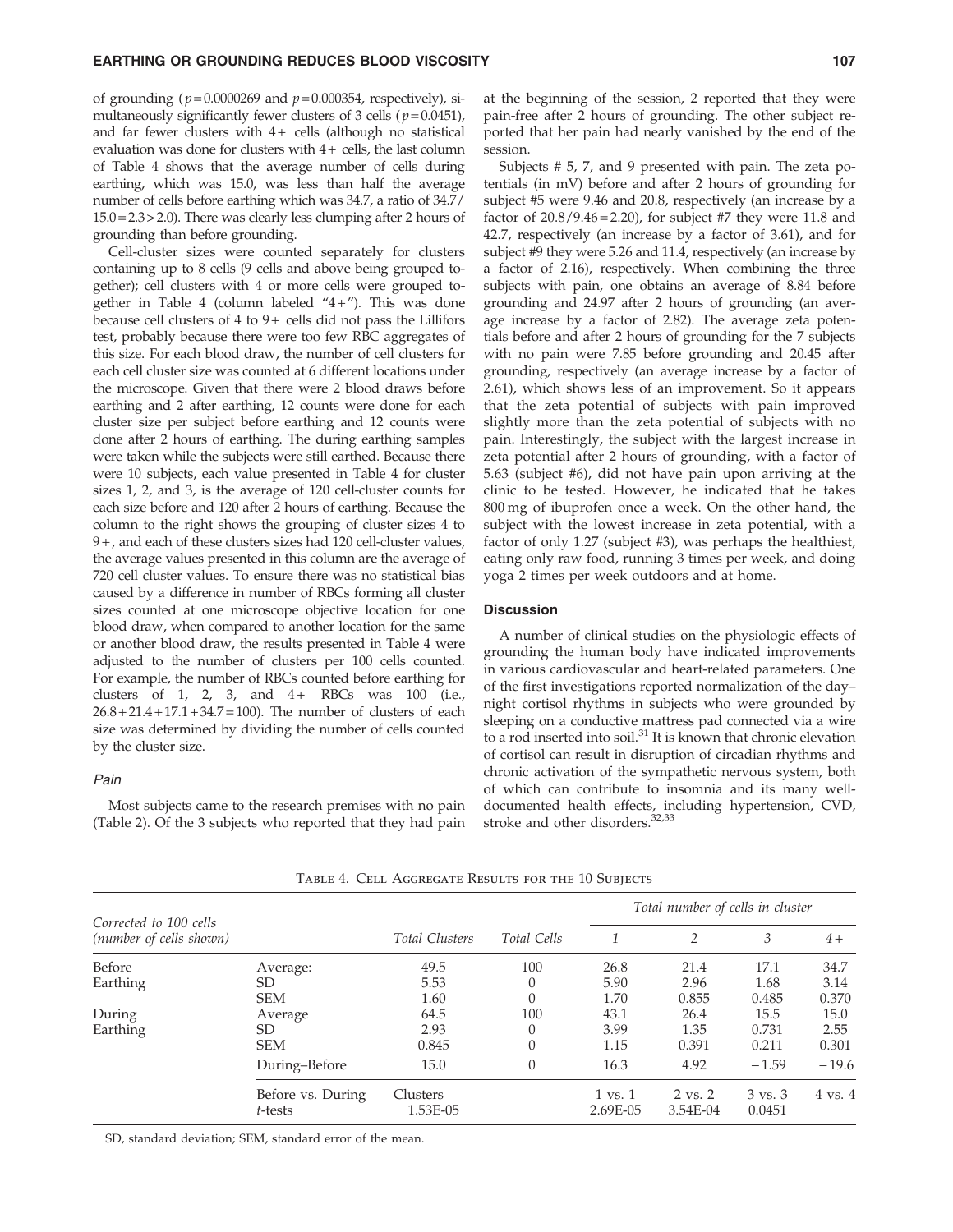of grounding ($p = 0.0000269$ and $p = 0.000354$, respectively), simultaneously significantly fewer clusters of 3 cells ($p = 0.0451$), and far fewer clusters with 4+ cells (although no statistical evaluation was done for clusters with 4+ cells, the last column of Table 4 shows that the average number of cells during earthing, which was 15.0, was less than half the average number of cells before earthing which was 34.7, a ratio of $34.7/15.0 = 2.3 > 2.0$). There was clearly less clumping after 2 hours of grounding than before grounding.

Cell-cluster sizes were counted separately for clusters containing up to 8 cells (9 cells and above being grouped together); cell clusters with 4 or more cells were grouped together in Table 4 (column labeled "4+"). This was done because cell clusters of 4 to 9+ cells did not pass the Lillifors test, probably because there were too few RBC aggregates of this size. For each blood draw, the number of cell clusters for each cell cluster size was counted at 6 different locations under the microscope. Given that there were 2 blood draws before earthing and 2 after earthing, 12 counts were done for each cluster size per subject before earthing and 12 counts were done after 2 hours of earthing. The during earthing samples were taken while the subjects were still earthed. Because there were 10 subjects, each value presented in Table 4 for cluster sizes 1, 2, and 3, is the average of 120 cell-cluster counts for each size before and 120 after 2 hours of earthing. Because the column to the right shows the grouping of cluster sizes 4 to 9+, and each of these clusters sizes had 120 cell-cluster values, the average values presented in this column are the average of 720 cell cluster values. To ensure there was no statistical bias caused by a difference in number of RBCs forming all cluster sizes counted at one microscope objective location for one blood draw, when compared to another location for the same or another blood draw, the results presented in Table 4 were adjusted to the number of clusters per 100 cells counted. For example, the number of RBCs counted before earthing for clusters of 1, 2, 3, and 4+ RBCs was 100 (i.e., $26.8 + 21.4 + 17.1 + 34.7 = 100$). The number of clusters of each size was determined by dividing the number of cells counted by the cluster size.

### *Pain*

Most subjects came to the research premises with no pain (Table 2). Of the 3 subjects who reported that they had pain at the beginning of the session, 2 reported that they were pain-free after 2 hours of grounding. The other subject reported that her pain had nearly vanished by the end of the session.

Subjects # 5, 7, and 9 presented with pain. The zeta potentials (in mV) before and after 2 hours of grounding for subject #5 were 9.46 and 20.8, respectively (an increase by a factor of $20.8/9.46 = 2.20$), for subject #7 they were 11.8 and 42.7, respectively (an increase by a factor of 3.61), and for subject #9 they were 5.26 and 11.4, respectively (an increase by a factor of 2.16), respectively. When combining the three subjects with pain, one obtains an average of 8.84 before grounding and 24.97 after 2 hours of grounding (an average increase by a factor of 2.82). The average zeta potentials before and after 2 hours of grounding for the 7 subjects with no pain were 7.85 before grounding and 20.45 after grounding, respectively (an average increase by a factor of 2.61), which shows less of an improvement. So it appears that the zeta potential of subjects with pain improved slightly more than the zeta potential of subjects with no pain. Interestingly, the subject with the largest increase in zeta potential after 2 hours of grounding, with a factor of 5.63 (subject #6), did not have pain upon arriving at the clinic to be tested. However, he indicated that he takes 800 mg of ibuprofen once a week. On the other hand, the subject with the lowest increase in zeta potential, with a factor of only 1.27 (subject #3), was perhaps the healthiest, eating only raw food, running 3 times per week, and doing yoga 2 times per week outdoors and at home.

## Discussion

A number of clinical studies on the physiologic effects of grounding the human body have indicated improvements in various cardiovascular and heart-related parameters. One of the first investigations reported normalization of the day–night cortisol rhythms in subjects who were grounded by sleeping on a conductive mattress pad connected via a wire to a rod inserted into soil.[31] It is known that chronic elevation of cortisol can result in disruption of circadian rhythms and chronic activation of the sympathetic nervous system, both of which can contribute to insomnia and its many well-documented health effects, including hypertension, CVD, stroke and other disorders.[32,33]

Table 4. Cell Aggregate Results for the 10 Subjects

| Corrected to 100 cells (number of cells shown) | | Total Clusters | Total Cells | Total number of cells in cluster | | | |
|---|---|---|---|---|---|---|---|
| | | | | 1 | 2 | 3 | 4+ |
| Before Earthing | Average: | 49.5 | 100 | 26.8 | 21.4 | 17.1 | 34.7 |
| | SD | 5.53 | 0 | 5.90 | 2.96 | 1.68 | 3.14 |
| | SEM | 1.60 | 0 | 1.70 | 0.855 | 0.485 | 0.370 |
| During Earthing | Average | 64.5 | 100 | 43.1 | 26.4 | 15.5 | 15.0 |
| | SD | 2.93 | 0 | 3.99 | 1.35 | 0.731 | 2.55 |
| | SEM | 0.845 | 0 | 1.15 | 0.391 | 0.211 | 0.301 |
| | During–Before | 15.0 | 0 | 16.3 | 4.92 | −1.59 | −19.6 |
| | Before vs. During *t*-tests | Clusters 1.53E-05 | | 1 vs. 1 2.69E-05 | 2 vs. 2 3.54E-04 | 3 vs. 3 0.0451 | 4 vs. 4 |

SD, standard deviation; SEM, standard error of the mean.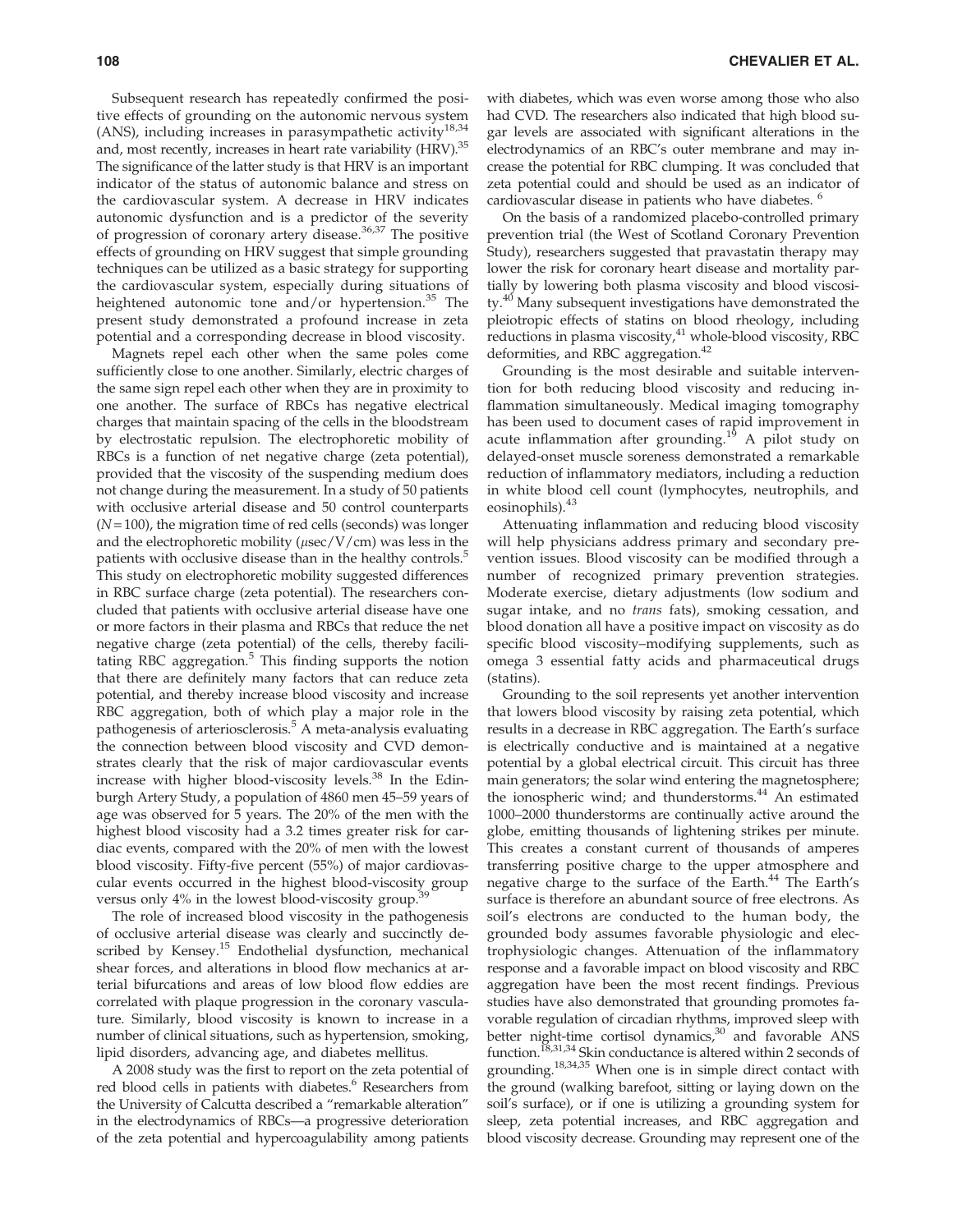Subsequent research has repeatedly confirmed the positive effects of grounding on the autonomic nervous system (ANS), including increases in parasympathetic activity[18,34] and, most recently, increases in heart rate variability (HRV).[35] The significance of the latter study is that HRV is an important indicator of the status of autonomic balance and stress on the cardiovascular system. A decrease in HRV indicates autonomic dysfunction and is a predictor of the severity of progression of coronary artery disease.[36,37] The positive effects of grounding on HRV suggest that simple grounding techniques can be utilized as a basic strategy for supporting the cardiovascular system, especially during situations of heightened autonomic tone and/or hypertension.[35] The present study demonstrated a profound increase in zeta potential and a corresponding decrease in blood viscosity.

Magnets repel each other when the same poles come sufficiently close to one another. Similarly, electric charges of the same sign repel each other when they are in proximity to one another. The surface of RBCs has negative electrical charges that maintain spacing of the cells in the bloodstream by electrostatic repulsion. The electrophoretic mobility of RBCs is a function of net negative charge (zeta potential), provided that the viscosity of the suspending medium does not change during the measurement. In a study of 50 patients with occlusive arterial disease and 50 control counterparts ($N = 100$), the migration time of red cells (seconds) was longer and the electrophoretic mobility ($\mu$sec/V/cm) was less in the patients with occlusive disease than in the healthy controls.[5] This study on electrophoretic mobility suggested differences in RBC surface charge (zeta potential). The researchers concluded that patients with occlusive arterial disease have one or more factors in their plasma and RBCs that reduce the net negative charge (zeta potential) of the cells, thereby facilitating RBC aggregation.[5] This finding supports the notion that there are definitely many factors that can reduce zeta potential, and thereby increase blood viscosity and increase RBC aggregation, both of which play a major role in the pathogenesis of arteriosclerosis.[5] A meta-analysis evaluating the connection between blood viscosity and CVD demonstrates clearly that the risk of major cardiovascular events increase with higher blood-viscosity levels.[38] In the Edinburgh Artery Study, a population of 4860 men 45–59 years of age was observed for 5 years. The 20% of the men with the highest blood viscosity had a 3.2 times greater risk for cardiac events, compared with the 20% of men with the lowest blood viscosity. Fifty-five percent (55%) of major cardiovascular events occurred in the highest blood-viscosity group versus only 4% in the lowest blood-viscosity group.[39]

The role of increased blood viscosity in the pathogenesis of occlusive arterial disease was clearly and succinctly described by Kensey.[15] Endothelial dysfunction, mechanical shear forces, and alterations in blood flow mechanics at arterial bifurcations and areas of low blood flow eddies are correlated with plaque progression in the coronary vasculature. Similarly, blood viscosity is known to increase in a number of clinical situations, such as hypertension, smoking, lipid disorders, advancing age, and diabetes mellitus.

A 2008 study was the first to report on the zeta potential of red blood cells in patients with diabetes.[6] Researchers from the University of Calcutta described a "remarkable alteration" in the electrodynamics of RBCs—a progressive deterioration of the zeta potential and hypercoagulability among patients with diabetes, which was even worse among those who also had CVD. The researchers also indicated that high blood sugar levels are associated with significant alterations in the electrodynamics of an RBC's outer membrane and may increase the potential for RBC clumping. It was concluded that zeta potential could and should be used as an indicator of cardiovascular disease in patients who have diabetes.[6]

On the basis of a randomized placebo-controlled primary prevention trial (the West of Scotland Coronary Prevention Study), researchers suggested that pravastatin therapy may lower the risk for coronary heart disease and mortality partially by lowering both plasma viscosity and blood viscosity.[40] Many subsequent investigations have demonstrated the pleiotropic effects of statins on blood rheology, including reductions in plasma viscosity,[41] whole-blood viscosity, RBC deformities, and RBC aggregation.[42]

Grounding is the most desirable and suitable intervention for both reducing blood viscosity and reducing inflammation simultaneously. Medical imaging tomography has been used to document cases of rapid improvement in acute inflammation after grounding.[19] A pilot study on delayed-onset muscle soreness demonstrated a remarkable reduction of inflammatory mediators, including a reduction in white blood cell count (lymphocytes, neutrophils, and eosinophils).[43]

Attenuating inflammation and reducing blood viscosity will help physicians address primary and secondary prevention issues. Blood viscosity can be modified through a number of recognized primary prevention strategies. Moderate exercise, dietary adjustments (low sodium and sugar intake, and no *trans* fats), smoking cessation, and blood donation all have a positive impact on viscosity as do specific blood viscosity–modifying supplements, such as omega 3 essential fatty acids and pharmaceutical drugs (statins).

Grounding to the soil represents yet another intervention that lowers blood viscosity by raising zeta potential, which results in a decrease in RBC aggregation. The Earth's surface is electrically conductive and is maintained at a negative potential by a global electrical circuit. This circuit has three main generators; the solar wind entering the magnetosphere; the ionospheric wind; and thunderstorms.[44] An estimated 1000–2000 thunderstorms are continually active around the globe, emitting thousands of lightening strikes per minute. This creates a constant current of thousands of amperes transferring positive charge to the upper atmosphere and negative charge to the surface of the Earth.[44] The Earth's surface is therefore an abundant source of free electrons. As soil's electrons are conducted to the human body, the grounded body assumes favorable physiologic and electrophysiologic changes. Attenuation of the inflammatory response and a favorable impact on blood viscosity and RBC aggregation have been the most recent findings. Previous studies have also demonstrated that grounding promotes favorable regulation of circadian rhythms, improved sleep with better night-time cortisol dynamics,[30] and favorable ANS function.[18,31,34] Skin conductance is altered within 2 seconds of grounding.[18,34,35] When one is in simple direct contact with the ground (walking barefoot, sitting or laying down on the soil's surface), or if one is utilizing a grounding system for sleep, zeta potential increases, and RBC aggregation and blood viscosity decrease. Grounding may represent one of the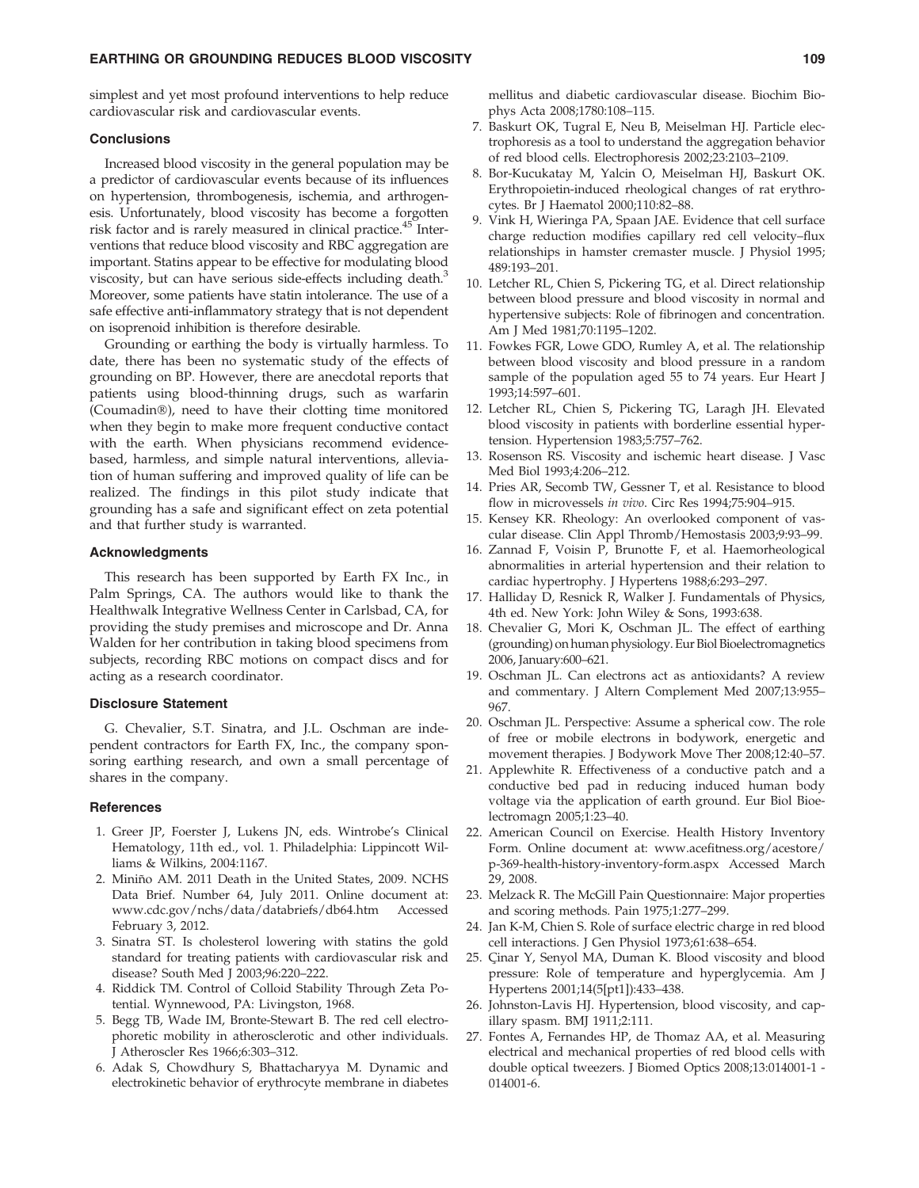simplest and yet most profound interventions to help reduce cardiovascular risk and cardiovascular events.

### Conclusions

Increased blood viscosity in the general population may be a predictor of cardiovascular events because of its influences on hypertension, thrombogenesis, ischemia, and arthrogenesis. Unfortunately, blood viscosity has become a forgotten risk factor and is rarely measured in clinical practice.[45] Interventions that reduce blood viscosity and RBC aggregation are important. Statins appear to be effective for modulating blood viscosity, but can have serious side-effects including death.[3] Moreover, some patients have statin intolerance. The use of a safe effective anti-inflammatory strategy that is not dependent on isoprenoid inhibition is therefore desirable.

Grounding or earthing the body is virtually harmless. To date, there has been no systematic study of the effects of grounding on BP. However, there are anecdotal reports that patients using blood-thinning drugs, such as warfarin (Coumadin®), need to have their clotting time monitored when they begin to make more frequent conductive contact with the earth. When physicians recommend evidence-based, harmless, and simple natural interventions, alleviation of human suffering and improved quality of life can be realized. The findings in this pilot study indicate that grounding has a safe and significant effect on zeta potential and that further study is warranted.

### Acknowledgments

This research has been supported by Earth FX Inc., in Palm Springs, CA. The authors would like to thank the Healthwalk Integrative Wellness Center in Carlsbad, CA, for providing the study premises and microscope and Dr. Anna Walden for her contribution in taking blood specimens from subjects, recording RBC motions on compact discs and for acting as a research coordinator.

### Disclosure Statement

G. Chevalier, S.T. Sinatra, and J.L. Oschman are independent contractors for Earth FX, Inc., the company sponsoring earthing research, and own a small percentage of shares in the company.

### References

1. Greer JP, Foerster J, Lukens JN, eds. Wintrobe's Clinical Hematology, 11th ed., vol. 1. Philadelphia: Lippincott Williams & Wilkins, 2004:1167.
2. Miniño AM. 2011 Death in the United States, 2009. NCHS Data Brief. Number 64, July 2011. Online document at: www.cdc.gov/nchs/data/databriefs/db64.htm Accessed February 3, 2012.
3. Sinatra ST. Is cholesterol lowering with statins the gold standard for treating patients with cardiovascular risk and disease? South Med J 2003;96:220–222.
4. Riddick TM. Control of Colloid Stability Through Zeta Potential. Wynnewood, PA: Livingston, 1968.
5. Begg TB, Wade IM, Bronte-Stewart B. The red cell electrophoretic mobility in atherosclerotic and other individuals. J Atheroscler Res 1966;6:303–312.
6. Adak S, Chowdhury S, Bhattacharyya M. Dynamic and electrokinetic behavior of erythrocyte membrane in diabetes mellitus and diabetic cardiovascular disease. Biochim Biophys Acta 2008;1780:108–115.
7. Baskurt OK, Tugral E, Neu B, Meiselman HJ. Particle electrophoresis as a tool to understand the aggregation behavior of red blood cells. Electrophoresis 2002;23:2103–2109.
8. Bor-Kucukatay M, Yalcin O, Meiselman HJ, Baskurt OK. Erythropoietin-induced rheological changes of rat erythrocytes. Br J Haematol 2000;110:82–88.
9. Vink H, Wieringa PA, Spaan JAE. Evidence that cell surface charge reduction modifies capillary red cell velocity–flux relationships in hamster cremaster muscle. J Physiol 1995; 489:193–201.
10. Letcher RL, Chien S, Pickering TG, et al. Direct relationship between blood pressure and blood viscosity in normal and hypertensive subjects: Role of fibrinogen and concentration. Am J Med 1981;70:1195–1202.
11. Fowkes FGR, Lowe GDO, Rumley A, et al. The relationship between blood viscosity and blood pressure in a random sample of the population aged 55 to 74 years. Eur Heart J 1993;14:597–601.
12. Letcher RL, Chien S, Pickering TG, Laragh JH. Elevated blood viscosity in patients with borderline essential hypertension. Hypertension 1983;5:757–762.
13. Rosenson RS. Viscosity and ischemic heart disease. J Vasc Med Biol 1993;4:206–212.
14. Pries AR, Secomb TW, Gessner T, et al. Resistance to blood flow in microvessels *in vivo*. Circ Res 1994;75:904–915.
15. Kensey KR. Rheology: An overlooked component of vascular disease. Clin Appl Thromb/Hemostasis 2003;9:93–99.
16. Zannad F, Voisin P, Brunotte F, et al. Haemorheological abnormalities in arterial hypertension and their relation to cardiac hypertrophy. J Hypertens 1988;6:293–297.
17. Halliday D, Resnick R, Walker J. Fundamentals of Physics, 4th ed. New York: John Wiley & Sons, 1993:638.
18. Chevalier G, Mori K, Oschman JL. The effect of earthing (grounding) on human physiology. Eur Biol Bioelectromagnetics 2006, January:600–621.
19. Oschman JL. Can electrons act as antioxidants? A review and commentary. J Altern Complement Med 2007;13:955–967.
20. Oschman JL. Perspective: Assume a spherical cow. The role of free or mobile electrons in bodywork, energetic and movement therapies. J Bodywork Move Ther 2008;12:40–57.
21. Applewhite R. Effectiveness of a conductive patch and a conductive bed pad in reducing induced human body voltage via the application of earth ground. Eur Biol Bioelectromagn 2005;1:23–40.
22. American Council on Exercise. Health History Inventory Form. Online document at: www.acefitness.org/acestore/p-369-health-history-inventory-form.aspx Accessed March 29, 2008.
23. Melzack R. The McGill Pain Questionnaire: Major properties and scoring methods. Pain 1975;1:277–299.
24. Jan K-M, Chien S. Role of surface electric charge in red blood cell interactions. J Gen Physiol 1973;61:638–654.
25. Çinar Y, Senyol MA, Duman K. Blood viscosity and blood pressure: Role of temperature and hyperglycemia. Am J Hypertens 2001;14(5[pt1]):433–438.
26. Johnston-Lavis HJ. Hypertension, blood viscosity, and capillary spasm. BMJ 1911;2:111.
27. Fontes A, Fernandes HP, de Thomaz AA, et al. Measuring electrical and mechanical properties of red blood cells with double optical tweezers. J Biomed Optics 2008;13:014001-1 - 014001-6.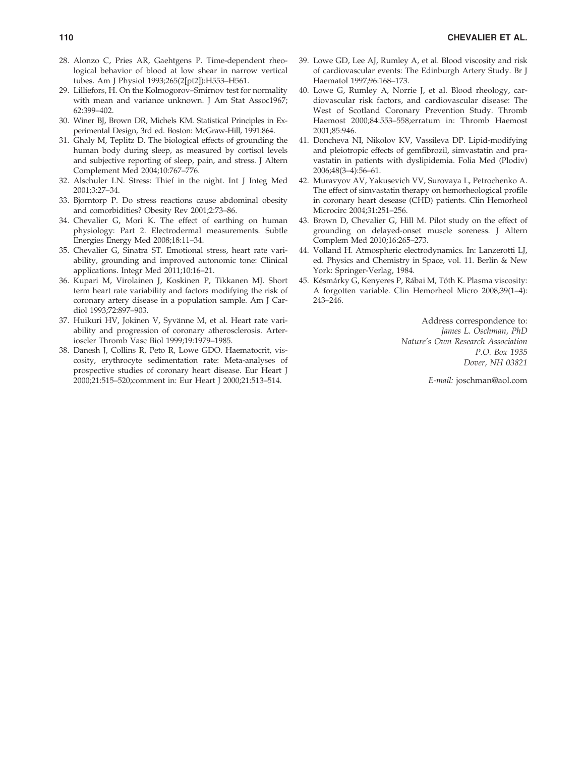28. Alonzo C, Pries AR, Gaehtgens P. Time-dependent rheological behavior of blood at low shear in narrow vertical tubes. Am J Physiol 1993;265(2[pt2]):H553–H561.
29. Lilliefors, H. On the Kolmogorov–Smirnov test for normality with mean and variance unknown. J Am Stat Assoc1967; 62:399–402.
30. Winer BJ, Brown DR, Michels KM. Statistical Principles in Experimental Design, 3rd ed. Boston: McGraw-Hill, 1991:864.
31. Ghaly M, Teplitz D. The biological effects of grounding the human body during sleep, as measured by cortisol levels and subjective reporting of sleep, pain, and stress. J Altern Complement Med 2004;10:767–776.
32. Alschuler LN. Stress: Thief in the night. Int J Integ Med 2001;3:27–34.
33. Bjorntorp P. Do stress reactions cause abdominal obesity and comorbidities? Obesity Rev 2001;2:73–86.
34. Chevalier G, Mori K. The effect of earthing on human physiology: Part 2. Electrodermal measurements. Subtle Energies Energy Med 2008;18:11–34.
35. Chevalier G, Sinatra ST. Emotional stress, heart rate variability, grounding and improved autonomic tone: Clinical applications. Integr Med 2011;10:16–21.
36. Kupari M, Virolainen J, Koskinen P, Tikkanen MJ. Short term heart rate variability and factors modifying the risk of coronary artery disease in a population sample. Am J Cardiol 1993;72:897–903.
37. Huikuri HV, Jokinen V, Syvänne M, et al. Heart rate variability and progression of coronary atherosclerosis. Arterioscler Thromb Vasc Biol 1999;19:1979–1985.
38. Danesh J, Collins R, Peto R, Lowe GDO. Haematocrit, viscosity, erythrocyte sedimentation rate: Meta-analyses of prospective studies of coronary heart disease. Eur Heart J 2000;21:515–520;comment in: Eur Heart J 2000;21:513–514.
39. Lowe GD, Lee AJ, Rumley A, et al. Blood viscosity and risk of cardiovascular events: The Edinburgh Artery Study. Br J Haematol 1997;96:168–173.
40. Lowe G, Rumley A, Norrie J, et al. Blood rheology, cardiovascular risk factors, and cardiovascular disease: The West of Scotland Coronary Prevention Study. Thromb Haemost 2000;84:553–558;erratum in: Thromb Haemost 2001;85:946.
41. Doncheva NI, Nikolov KV, Vassileva DP. Lipid-modifying and pleiotropic effects of gemfibrozil, simvastatin and pravastatin in patients with dyslipidemia. Folia Med (Plodiv) 2006;48(3–4):56–61.
42. Muravyov AV, Yakusevich VV, Surovaya L, Petrochenko A. The effect of simvastatin therapy on hemorheological profile in coronary heart desease (CHD) patients. Clin Hemorheol Microcirc 2004;31:251–256.
43. Brown D, Chevalier G, Hill M. Pilot study on the effect of grounding on delayed-onset muscle soreness. J Altern Complem Med 2010;16:265–273.
44. Volland H. Atmospheric electrodynamics. In: Lanzerotti LJ, ed. Physics and Chemistry in Space, vol. 11. Berlin & New York: Springer-Verlag, 1984.
45. Késmárky G, Kenyeres P, Rábai M, Tóth K. Plasma viscosity: A forgotten variable. Clin Hemorheol Micro 2008;39(1–4): 243–246.

Address correspondence to:
*James L. Oschman, PhD*
*Nature's Own Research Association*
*P.O. Box 1935*
*Dover, NH 03821*

*E-mail:* joschman@aol.com